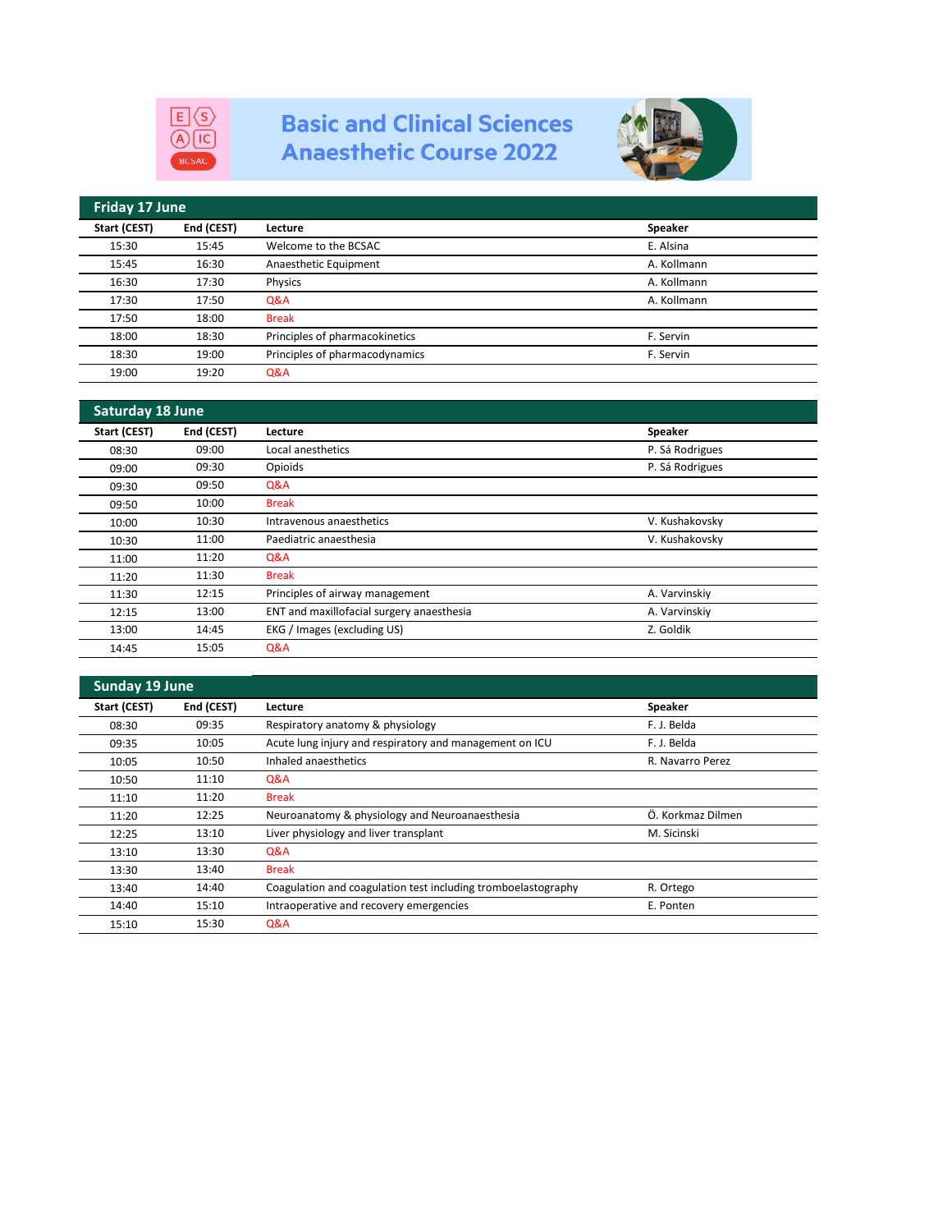# Basic and Clinical Sciences Anaesthetic Course 2022

## Friday 17 June

| Start (CEST) | End (CEST) | Lecture | Speaker |
|---|---|---|---|
| 15:30 | 15:45 | Welcome to the BCSAC | E. Alsina |
| 15:45 | 16:30 | Anaesthetic Equipment | A. Kollmann |
| 16:30 | 17:30 | Physics | A. Kollmann |
| 17:30 | 17:50 | Q&A | A. Kollmann |
| 17:50 | 18:00 | Break | |
| 18:00 | 18:30 | Principles of pharmacokinetics | F. Servin |
| 18:30 | 19:00 | Principles of pharmacodynamics | F. Servin |
| 19:00 | 19:20 | Q&A | |

## Saturday 18 June

| Start (CEST) | End (CEST) | Lecture | Speaker |
|---|---|---|---|
| 08:30 | 09:00 | Local anesthetics | P. Sá Rodrigues |
| 09:00 | 09:30 | Opioids | P. Sá Rodrigues |
| 09:30 | 09:50 | Q&A | |
| 09:50 | 10:00 | Break | |
| 10:00 | 10:30 | Intravenous anaesthetics | V. Kushakovsky |
| 10:30 | 11:00 | Paediatric anaesthesia | V. Kushakovsky |
| 11:00 | 11:20 | Q&A | |
| 11:20 | 11:30 | Break | |
| 11:30 | 12:15 | Principles of airway management | A. Varvinskiy |
| 12:15 | 13:00 | ENT and maxillofacial surgery anaesthesia | A. Varvinskiy |
| 13:00 | 14:45 | EKG / Images (excluding US) | Z. Goldik |
| 14:45 | 15:05 | Q&A | |

## Sunday 19 June

| Start (CEST) | End (CEST) | Lecture | Speaker |
|---|---|---|---|
| 08:30 | 09:35 | Respiratory anatomy & physiology | F. J. Belda |
| 09:35 | 10:05 | Acute lung injury and respiratory and management on ICU | F. J. Belda |
| 10:05 | 10:50 | Inhaled anaesthetics | R. Navarro Perez |
| 10:50 | 11:10 | Q&A | |
| 11:10 | 11:20 | Break | |
| 11:20 | 12:25 | Neuroanatomy & physiology and Neuroanaesthesia | Ö. Korkmaz Dilmen |
| 12:25 | 13:10 | Liver physiology and liver transplant | M. Sicinski |
| 13:10 | 13:30 | Q&A | |
| 13:30 | 13:40 | Break | |
| 13:40 | 14:40 | Coagulation and coagulation test including tromboelastography | R. Ortego |
| 14:40 | 15:10 | Intraoperative and recovery emergencies | E. Ponten |
| 15:10 | 15:30 | Q&A | |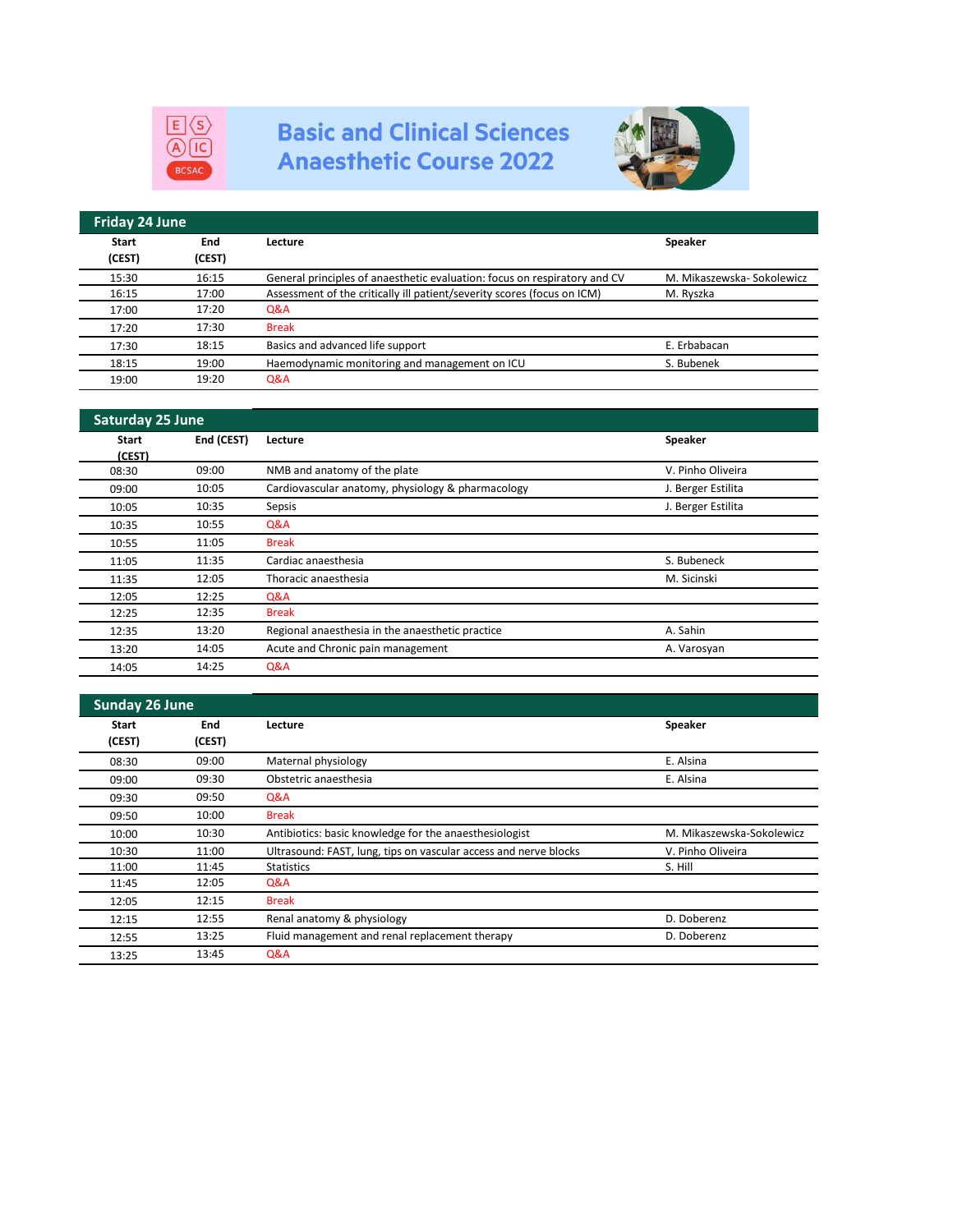# Basic and Clinical Sciences Anaesthetic Course 2022

## Friday 24 June

| Start (CEST) | End (CEST) | Lecture | Speaker |
|---|---|---|---|
| 15:30 | 16:15 | General principles of anaesthetic evaluation: focus on respiratory and CV | M. Mikaszewska- Sokolewicz |
| 16:15 | 17:00 | Assessment of the critically ill patient/severity scores (focus on ICM) | M. Ryszka |
| 17:00 | 17:20 | Q&A | |
| 17:20 | 17:30 | Break | |
| 17:30 | 18:15 | Basics and advanced life support | E. Erbabacan |
| 18:15 | 19:00 | Haemodynamic monitoring and management on ICU | S. Bubenek |
| 19:00 | 19:20 | Q&A | |

## Saturday 25 June

| Start (CEST) | End (CEST) | Lecture | Speaker |
|---|---|---|---|
| 08:30 | 09:00 | NMB and anatomy of the plate | V. Pinho Oliveira |
| 09:00 | 10:05 | Cardiovascular anatomy, physiology & pharmacology | J. Berger Estilita |
| 10:05 | 10:35 | Sepsis | J. Berger Estilita |
| 10:35 | 10:55 | Q&A | |
| 10:55 | 11:05 | Break | |
| 11:05 | 11:35 | Cardiac anaesthesia | S. Bubeneck |
| 11:35 | 12:05 | Thoracic anaesthesia | M. Sicinski |
| 12:05 | 12:25 | Q&A | |
| 12:25 | 12:35 | Break | |
| 12:35 | 13:20 | Regional anaesthesia in the anaesthetic practice | A. Sahin |
| 13:20 | 14:05 | Acute and Chronic pain management | A. Varosyan |
| 14:05 | 14:25 | Q&A | |

## Sunday 26 June

| Start (CEST) | End (CEST) | Lecture | Speaker |
|---|---|---|---|
| 08:30 | 09:00 | Maternal physiology | E. Alsina |
| 09:00 | 09:30 | Obstetric anaesthesia | E. Alsina |
| 09:30 | 09:50 | Q&A | |
| 09:50 | 10:00 | Break | |
| 10:00 | 10:30 | Antibiotics: basic knowledge for the anaesthesiologist | M. Mikaszewska-Sokolewicz |
| 10:30 | 11:00 | Ultrasound: FAST, lung, tips on vascular access and nerve blocks | V. Pinho Oliveira |
| 11:00 | 11:45 | Statistics | S. Hill |
| 11:45 | 12:05 | Q&A | |
| 12:05 | 12:15 | Break | |
| 12:15 | 12:55 | Renal anatomy & physiology | D. Doberenz |
| 12:55 | 13:25 | Fluid management and renal replacement therapy | D. Doberenz |
| 13:25 | 13:45 | Q&A | |